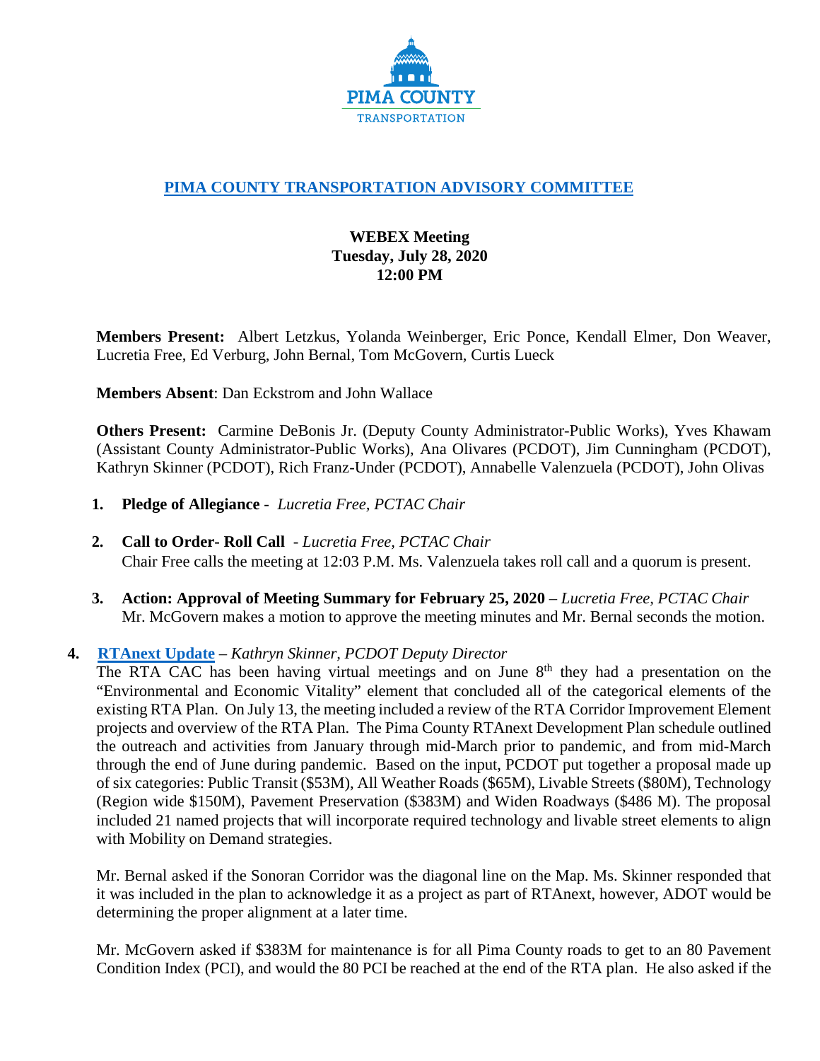PIMA COUNTY
TRANSPORTATION

# PIMA COUNTY TRANSPORTATION ADVISORY COMMITTEE

**WEBEX Meeting**
**Tuesday, July 28, 2020**
**12:00 PM**

**Members Present:** Albert Letzkus, Yolanda Weinberger, Eric Ponce, Kendall Elmer, Don Weaver, Lucretia Free, Ed Verburg, John Bernal, Tom McGovern, Curtis Lueck

**Members Absent**: Dan Eckstrom and John Wallace

**Others Present:** Carmine DeBonis Jr. (Deputy County Administrator-Public Works), Yves Khawam (Assistant County Administrator-Public Works), Ana Olivares (PCDOT), Jim Cunningham (PCDOT), Kathryn Skinner (PCDOT), Rich Franz-Under (PCDOT), Annabelle Valenzuela (PCDOT), John Olivas

1. **Pledge of Allegiance** - *Lucretia Free, PCTAC Chair*

2. **Call to Order- Roll Call** - *Lucretia Free, PCTAC Chair*
   Chair Free calls the meeting at 12:03 P.M. Ms. Valenzuela takes roll call and a quorum is present.

3. **Action: Approval of Meeting Summary for February 25, 2020** – *Lucretia Free, PCTAC Chair*
   Mr. McGovern makes a motion to approve the meeting minutes and Mr. Bernal seconds the motion.

4. **RTAnext Update** – *Kathryn Skinner, PCDOT Deputy Director*
   The RTA CAC has been having virtual meetings and on June 8th they had a presentation on the "Environmental and Economic Vitality" element that concluded all of the categorical elements of the existing RTA Plan. On July 13, the meeting included a review of the RTA Corridor Improvement Element projects and overview of the RTA Plan. The Pima County RTAnext Development Plan schedule outlined the outreach and activities from January through mid-March prior to pandemic, and from mid-March through the end of June during pandemic. Based on the input, PCDOT put together a proposal made up of six categories: Public Transit ($53M), All Weather Roads ($65M), Livable Streets ($80M), Technology (Region wide $150M), Pavement Preservation ($383M) and Widen Roadways ($486 M). The proposal included 21 named projects that will incorporate required technology and livable street elements to align with Mobility on Demand strategies.

   Mr. Bernal asked if the Sonoran Corridor was the diagonal line on the Map. Ms. Skinner responded that it was included in the plan to acknowledge it as a project as part of RTAnext, however, ADOT would be determining the proper alignment at a later time.

   Mr. McGovern asked if $383M for maintenance is for all Pima County roads to get to an 80 Pavement Condition Index (PCI), and would the 80 PCI be reached at the end of the RTA plan. He also asked if the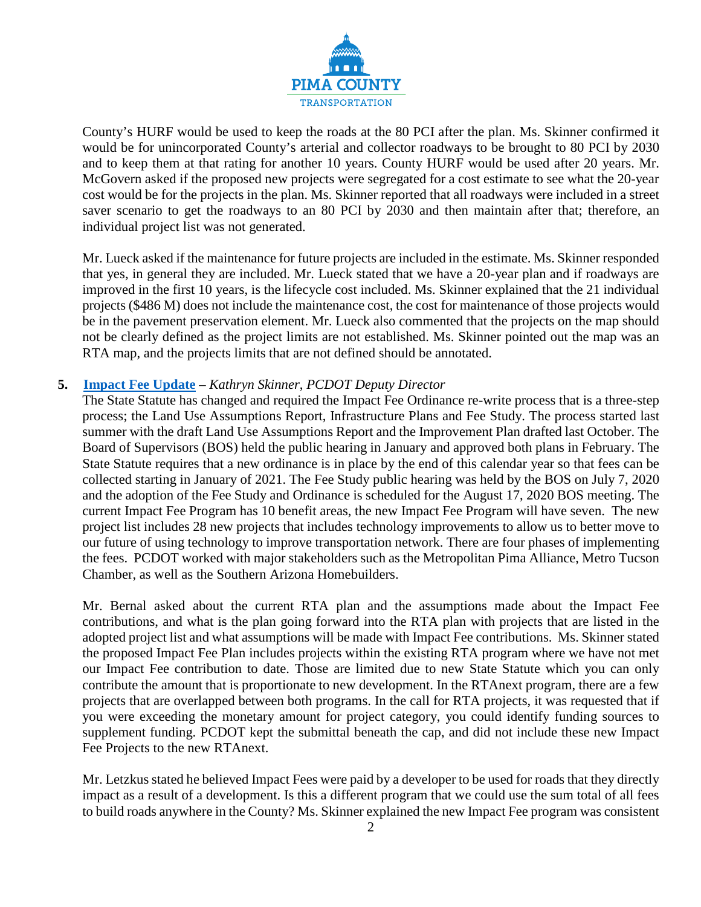County's HURF would be used to keep the roads at the 80 PCI after the plan. Ms. Skinner confirmed it would be for unincorporated County's arterial and collector roadways to be brought to 80 PCI by 2030 and to keep them at that rating for another 10 years. County HURF would be used after 20 years. Mr. McGovern asked if the proposed new projects were segregated for a cost estimate to see what the 20-year cost would be for the projects in the plan. Ms. Skinner reported that all roadways were included in a street saver scenario to get the roadways to an 80 PCI by 2030 and then maintain after that; therefore, an individual project list was not generated.

Mr. Lueck asked if the maintenance for future projects are included in the estimate. Ms. Skinner responded that yes, in general they are included. Mr. Lueck stated that we have a 20-year plan and if roadways are improved in the first 10 years, is the lifecycle cost included. Ms. Skinner explained that the 21 individual projects ($486 M) does not include the maintenance cost, the cost for maintenance of those projects would be in the pavement preservation element. Mr. Lueck also commented that the projects on the map should not be clearly defined as the project limits are not established. Ms. Skinner pointed out the map was an RTA map, and the projects limits that are not defined should be annotated.

**5. Impact Fee Update** – *Kathryn Skinner, PCDOT Deputy Director*

The State Statute has changed and required the Impact Fee Ordinance re-write process that is a three-step process; the Land Use Assumptions Report, Infrastructure Plans and Fee Study. The process started last summer with the draft Land Use Assumptions Report and the Improvement Plan drafted last October. The Board of Supervisors (BOS) held the public hearing in January and approved both plans in February. The State Statute requires that a new ordinance is in place by the end of this calendar year so that fees can be collected starting in January of 2021. The Fee Study public hearing was held by the BOS on July 7, 2020 and the adoption of the Fee Study and Ordinance is scheduled for the August 17, 2020 BOS meeting. The current Impact Fee Program has 10 benefit areas, the new Impact Fee Program will have seven. The new project list includes 28 new projects that includes technology improvements to allow us to better move to our future of using technology to improve transportation network. There are four phases of implementing the fees. PCDOT worked with major stakeholders such as the Metropolitan Pima Alliance, Metro Tucson Chamber, as well as the Southern Arizona Homebuilders.

Mr. Bernal asked about the current RTA plan and the assumptions made about the Impact Fee contributions, and what is the plan going forward into the RTA plan with projects that are listed in the adopted project list and what assumptions will be made with Impact Fee contributions. Ms. Skinner stated the proposed Impact Fee Plan includes projects within the existing RTA program where we have not met our Impact Fee contribution to date. Those are limited due to new State Statute which you can only contribute the amount that is proportionate to new development. In the RTAnext program, there are a few projects that are overlapped between both programs. In the call for RTA projects, it was requested that if you were exceeding the monetary amount for project category, you could identify funding sources to supplement funding. PCDOT kept the submittal beneath the cap, and did not include these new Impact Fee Projects to the new RTAnext.

Mr. Letzkus stated he believed Impact Fees were paid by a developer to be used for roads that they directly impact as a result of a development. Is this a different program that we could use the sum total of all fees to build roads anywhere in the County? Ms. Skinner explained the new Impact Fee program was consistent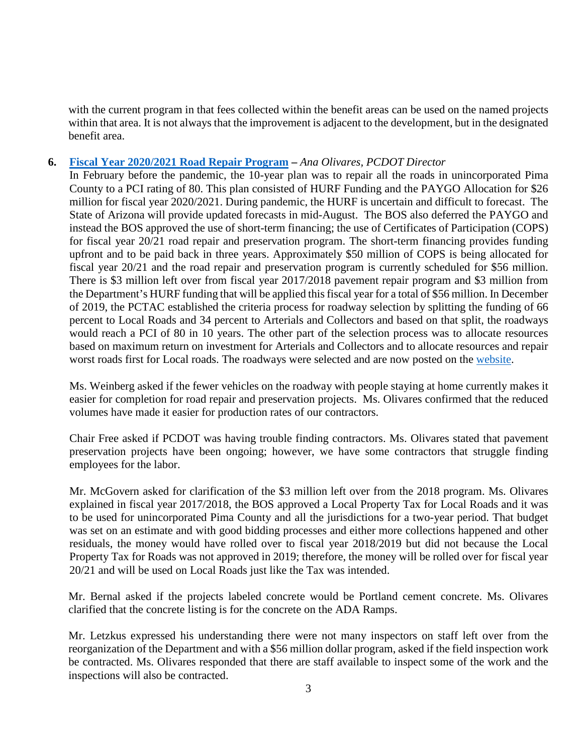with the current program in that fees collected within the benefit areas can be used on the named projects within that area. It is not always that the improvement is adjacent to the development, but in the designated benefit area.

6. **[Fiscal Year 2020/2021 Road Repair Program](#) –** *Ana Olivares, PCDOT Director*

In February before the pandemic, the 10-year plan was to repair all the roads in unincorporated Pima County to a PCI rating of 80. This plan consisted of HURF Funding and the PAYGO Allocation for $26 million for fiscal year 2020/2021. During pandemic, the HURF is uncertain and difficult to forecast. The State of Arizona will provide updated forecasts in mid-August. The BOS also deferred the PAYGO and instead the BOS approved the use of short-term financing; the use of Certificates of Participation (COPS) for fiscal year 20/21 road repair and preservation program. The short-term financing provides funding upfront and to be paid back in three years. Approximately $50 million of COPS is being allocated for fiscal year 20/21 and the road repair and preservation program is currently scheduled for $56 million. There is $3 million left over from fiscal year 2017/2018 pavement repair program and $3 million from the Department's HURF funding that will be applied this fiscal year for a total of $56 million. In December of 2019, the PCTAC established the criteria process for roadway selection by splitting the funding of 66 percent to Local Roads and 34 percent to Arterials and Collectors and based on that split, the roadways would reach a PCI of 80 in 10 years. The other part of the selection process was to allocate resources based on maximum return on investment for Arterials and Collectors and to allocate resources and repair worst roads first for Local roads. The roadways were selected and are now posted on the [website](#).

Ms. Weinberg asked if the fewer vehicles on the roadway with people staying at home currently makes it easier for completion for road repair and preservation projects. Ms. Olivares confirmed that the reduced volumes have made it easier for production rates of our contractors.

Chair Free asked if PCDOT was having trouble finding contractors. Ms. Olivares stated that pavement preservation projects have been ongoing; however, we have some contractors that struggle finding employees for the labor.

Mr. McGovern asked for clarification of the $3 million left over from the 2018 program. Ms. Olivares explained in fiscal year 2017/2018, the BOS approved a Local Property Tax for Local Roads and it was to be used for unincorporated Pima County and all the jurisdictions for a two-year period. That budget was set on an estimate and with good bidding processes and either more collections happened and other residuals, the money would have rolled over to fiscal year 2018/2019 but did not because the Local Property Tax for Roads was not approved in 2019; therefore, the money will be rolled over for fiscal year 20/21 and will be used on Local Roads just like the Tax was intended.

Mr. Bernal asked if the projects labeled concrete would be Portland cement concrete. Ms. Olivares clarified that the concrete listing is for the concrete on the ADA Ramps.

Mr. Letzkus expressed his understanding there were not many inspectors on staff left over from the reorganization of the Department and with a $56 million dollar program, asked if the field inspection work be contracted. Ms. Olivares responded that there are staff available to inspect some of the work and the inspections will also be contracted.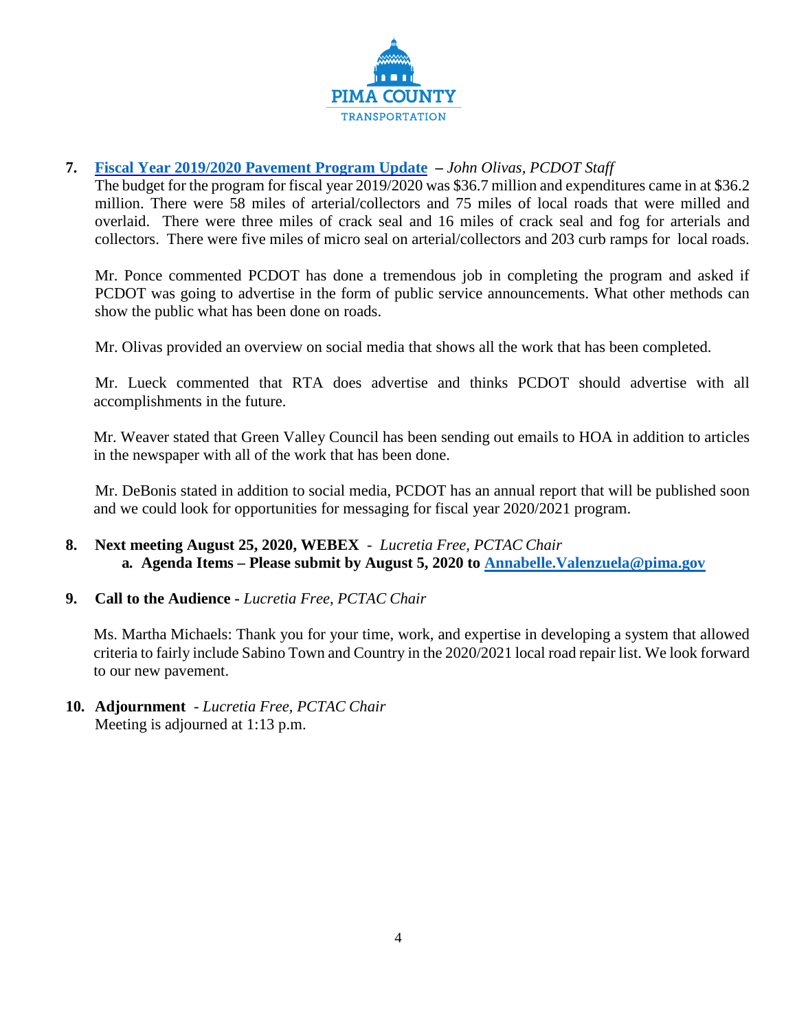**7. Fiscal Year 2019/2020 Pavement Program Update** – *John Olivas, PCDOT Staff*

The budget for the program for fiscal year 2019/2020 was $36.7 million and expenditures came in at $36.2 million. There were 58 miles of arterial/collectors and 75 miles of local roads that were milled and overlaid. There were three miles of crack seal and 16 miles of crack seal and fog for arterials and collectors. There were five miles of micro seal on arterial/collectors and 203 curb ramps for local roads.

Mr. Ponce commented PCDOT has done a tremendous job in completing the program and asked if PCDOT was going to advertise in the form of public service announcements. What other methods can show the public what has been done on roads.

Mr. Olivas provided an overview on social media that shows all the work that has been completed.

Mr. Lueck commented that RTA does advertise and thinks PCDOT should advertise with all accomplishments in the future.

Mr. Weaver stated that Green Valley Council has been sending out emails to HOA in addition to articles in the newspaper with all of the work that has been done.

Mr. DeBonis stated in addition to social media, PCDOT has an annual report that will be published soon and we could look for opportunities for messaging for fiscal year 2020/2021 program.

**8. Next meeting August 25, 2020, WEBEX** - *Lucretia Free, PCTAC Chair*

**a. Agenda Items – Please submit by August 5, 2020 to Annabelle.Valenzuela@pima.gov**

**9. Call to the Audience -** *Lucretia Free, PCTAC Chair*

Ms. Martha Michaels: Thank you for your time, work, and expertise in developing a system that allowed criteria to fairly include Sabino Town and Country in the 2020/2021 local road repair list. We look forward to our new pavement.

**10. Adjournment** - *Lucretia Free, PCTAC Chair*

Meeting is adjourned at 1:13 p.m.